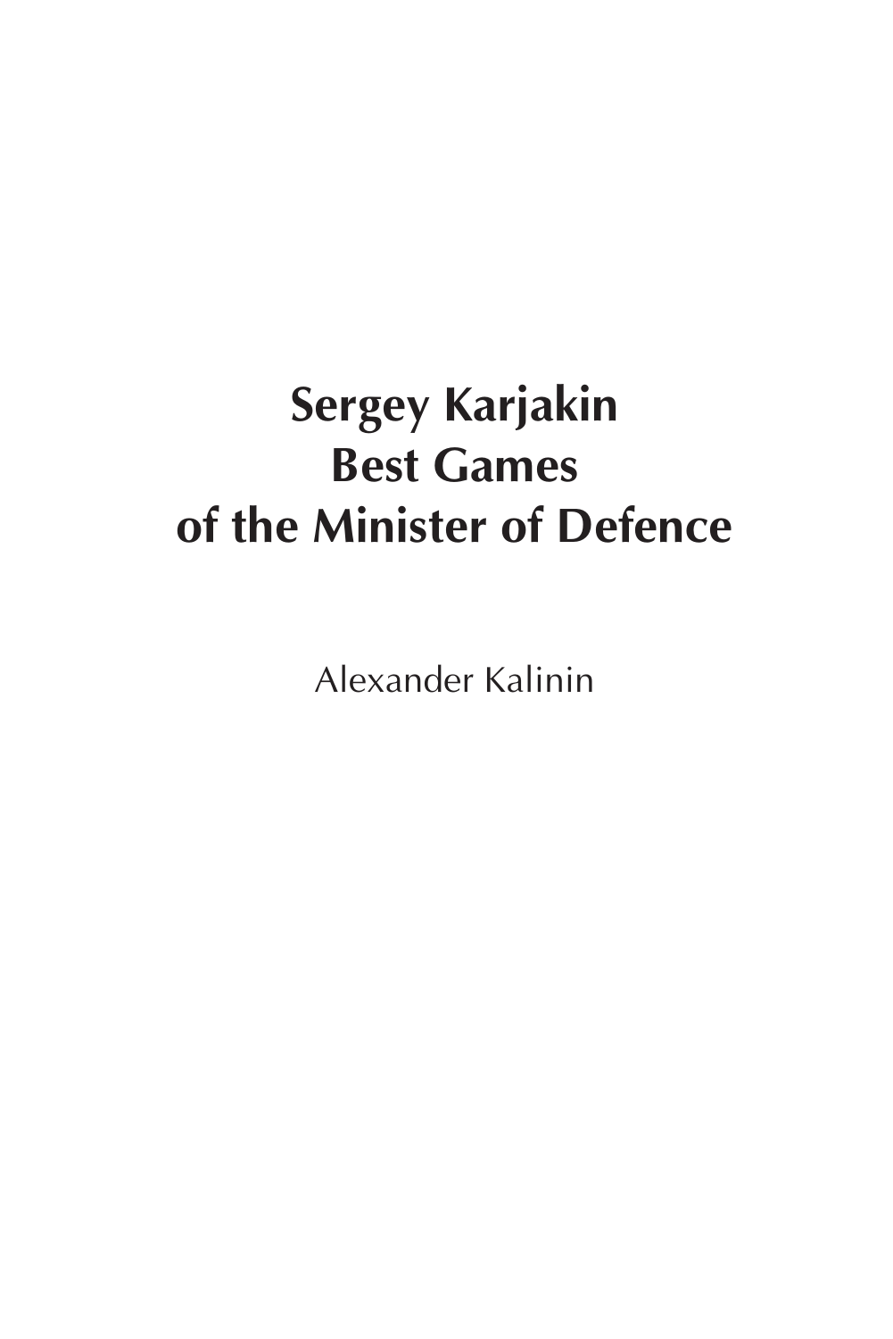# Sergey Karjakin
# Best Games
# of the Minister of Defence

Alexander Kalinin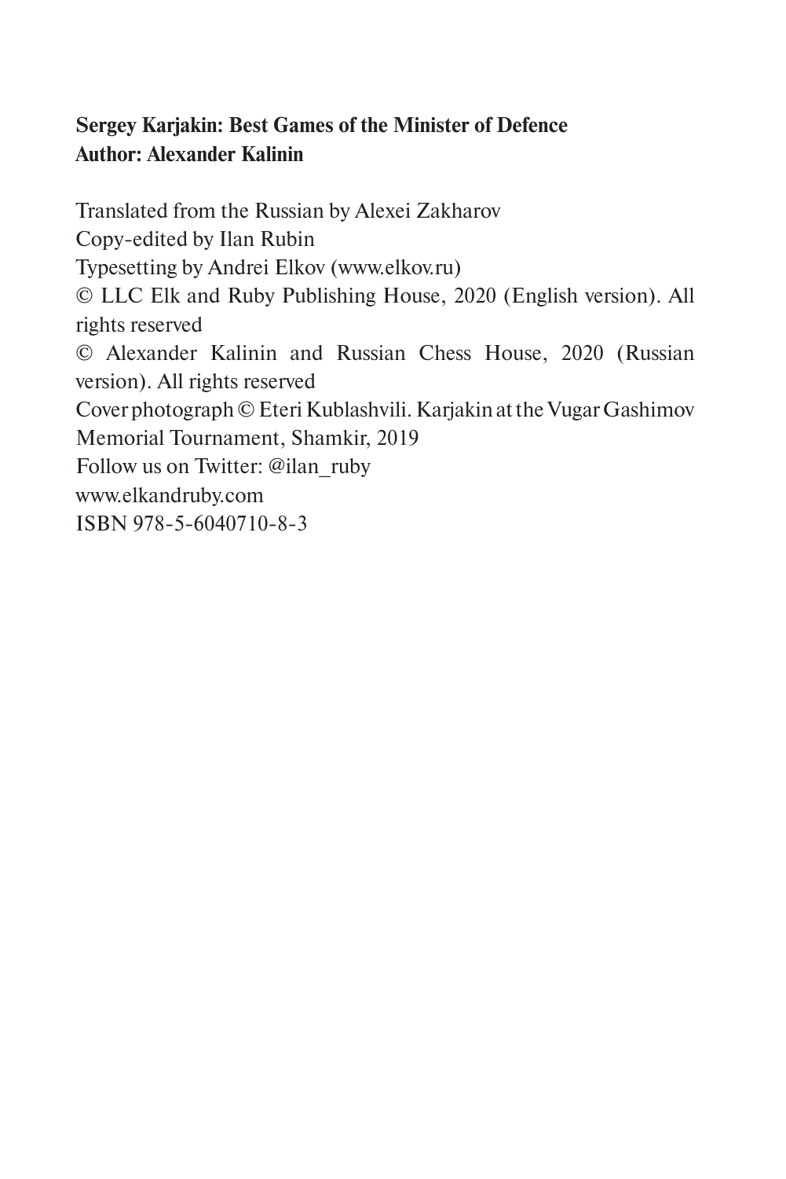**Sergey Karjakin: Best Games of the Minister of Defence**
**Author: Alexander Kalinin**

Translated from the Russian by Alexei Zakharov
Copy-edited by Ilan Rubin
Typesetting by Andrei Elkov (www.elkov.ru)
© LLC Elk and Ruby Publishing House, 2020 (English version). All rights reserved
© Alexander Kalinin and Russian Chess House, 2020 (Russian version). All rights reserved
Cover photograph © Eteri Kublashvili. Karjakin at the Vugar Gashimov Memorial Tournament, Shamkir, 2019
Follow us on Twitter: @ilan_ruby
www.elkandruby.com
ISBN 978-5-6040710-8-3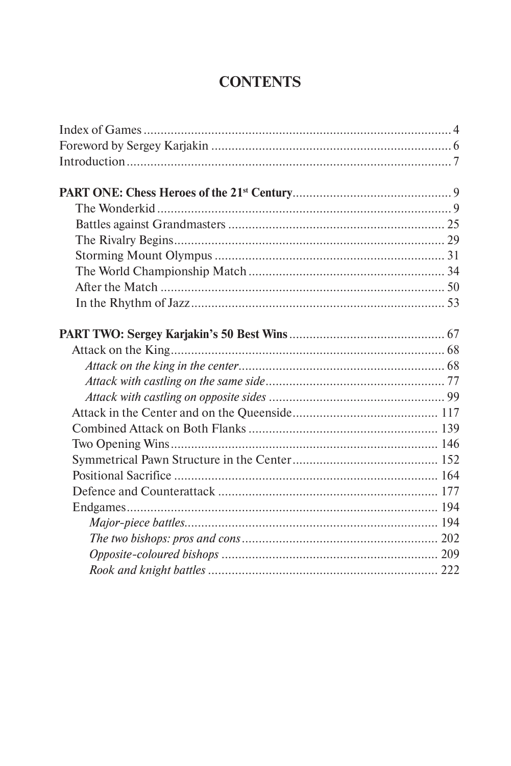# CONTENTS

Index of Games ........................................................................................ 4
Foreword by Sergey Karjakin ...................................................................... 6
Introduction ............................................................................................. 7

**PART ONE: Chess Heroes of the 21st Century** .......................................... 9
- The Wonderkid ..................................................................................... 9
- Battles against Grandmasters ............................................................... 25
- The Rivalry Begins ............................................................................... 29
- Storming Mount Olympus ...................................................................... 31
- The World Championship Match ............................................................. 34
- After the Match .................................................................................... 50
- In the Rhythm of Jazz ........................................................................... 53

**PART TWO: Sergey Karjakin's 50 Best Wins** .......................................... 67
- Attack on the King ................................................................................ 68
  - *Attack on the king in the center* ..................................................... 68
  - *Attack with castling on the same side* ............................................. 77
  - *Attack with castling on opposite sides* ............................................ 99
- Attack in the Center and on the Queenside ........................................... 117
- Combined Attack on Both Flanks .......................................................... 139
- Two Opening Wins ............................................................................... 146
- Symmetrical Pawn Structure in the Center ............................................ 152
- Positional Sacrifice ............................................................................... 164
- Defence and Counterattack .................................................................. 177
- Endgames ............................................................................................ 194
  - *Major-piece battles* ...................................................................... 194
  - *The two bishops: pros and cons* ..................................................... 202
  - *Opposite-coloured bishops* ............................................................ 209
  - *Rook and knight battles* ................................................................ 222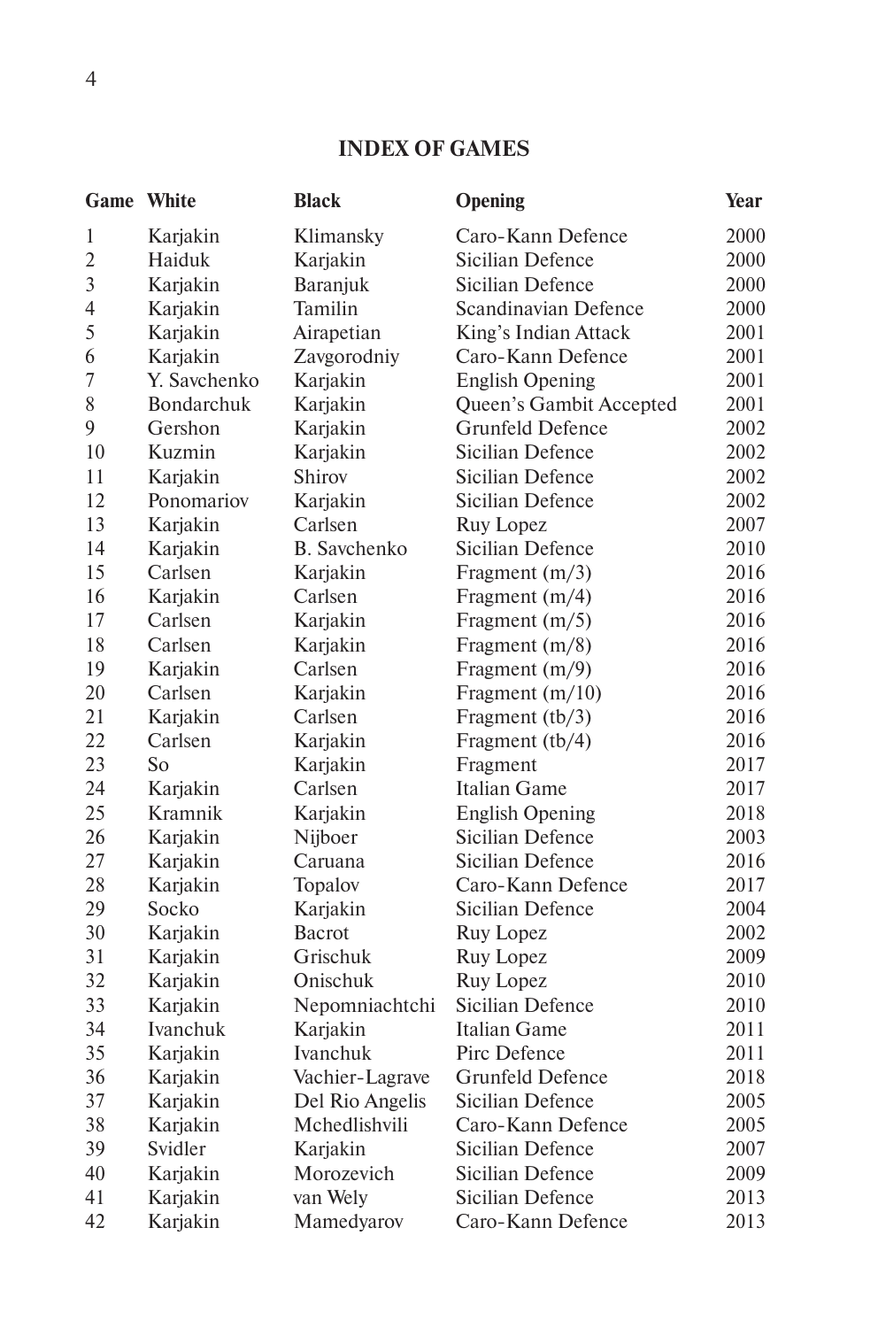## INDEX OF GAMES

| Game | White | Black | Opening | Year |
|---|---|---|---|---|
| 1 | Karjakin | Klimansky | Caro-Kann Defence | 2000 |
| 2 | Haiduk | Karjakin | Sicilian Defence | 2000 |
| 3 | Karjakin | Baranjuk | Sicilian Defence | 2000 |
| 4 | Karjakin | Tamilin | Scandinavian Defence | 2000 |
| 5 | Karjakin | Airapetian | King's Indian Attack | 2001 |
| 6 | Karjakin | Zavgorodniy | Caro-Kann Defence | 2001 |
| 7 | Y. Savchenko | Karjakin | English Opening | 2001 |
| 8 | Bondarchuk | Karjakin | Queen's Gambit Accepted | 2001 |
| 9 | Gershon | Karjakin | Grunfeld Defence | 2002 |
| 10 | Kuzmin | Karjakin | Sicilian Defence | 2002 |
| 11 | Karjakin | Shirov | Sicilian Defence | 2002 |
| 12 | Ponomariov | Karjakin | Sicilian Defence | 2002 |
| 13 | Karjakin | Carlsen | Ruy Lopez | 2007 |
| 14 | Karjakin | B. Savchenko | Sicilian Defence | 2010 |
| 15 | Carlsen | Karjakin | Fragment (m/3) | 2016 |
| 16 | Karjakin | Carlsen | Fragment (m/4) | 2016 |
| 17 | Carlsen | Karjakin | Fragment (m/5) | 2016 |
| 18 | Carlsen | Karjakin | Fragment (m/8) | 2016 |
| 19 | Karjakin | Carlsen | Fragment (m/9) | 2016 |
| 20 | Carlsen | Karjakin | Fragment (m/10) | 2016 |
| 21 | Karjakin | Carlsen | Fragment (tb/3) | 2016 |
| 22 | Carlsen | Karjakin | Fragment (tb/4) | 2016 |
| 23 | So | Karjakin | Fragment | 2017 |
| 24 | Karjakin | Carlsen | Italian Game | 2017 |
| 25 | Kramnik | Karjakin | English Opening | 2018 |
| 26 | Karjakin | Nijboer | Sicilian Defence | 2003 |
| 27 | Karjakin | Caruana | Sicilian Defence | 2016 |
| 28 | Karjakin | Topalov | Caro-Kann Defence | 2017 |
| 29 | Socko | Karjakin | Sicilian Defence | 2004 |
| 30 | Karjakin | Bacrot | Ruy Lopez | 2002 |
| 31 | Karjakin | Grischuk | Ruy Lopez | 2009 |
| 32 | Karjakin | Onischuk | Ruy Lopez | 2010 |
| 33 | Karjakin | Nepomniachtchi | Sicilian Defence | 2010 |
| 34 | Ivanchuk | Karjakin | Italian Game | 2011 |
| 35 | Karjakin | Ivanchuk | Pirc Defence | 2011 |
| 36 | Karjakin | Vachier-Lagrave | Grunfeld Defence | 2018 |
| 37 | Karjakin | Del Rio Angelis | Sicilian Defence | 2005 |
| 38 | Karjakin | Mchedlishvili | Caro-Kann Defence | 2005 |
| 39 | Svidler | Karjakin | Sicilian Defence | 2007 |
| 40 | Karjakin | Morozevich | Sicilian Defence | 2009 |
| 41 | Karjakin | van Wely | Sicilian Defence | 2013 |
| 42 | Karjakin | Mamedyarov | Caro-Kann Defence | 2013 |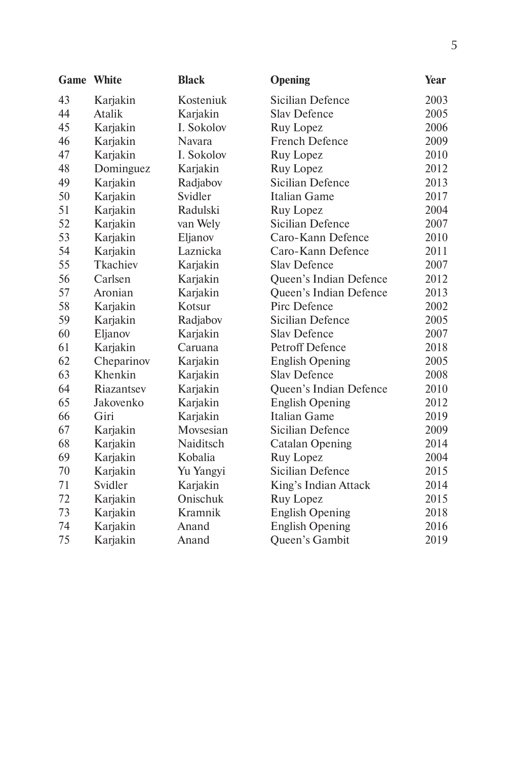| Game | White | Black | Opening | Year |
|---|---|---|---|---|
| 43 | Karjakin | Kosteniuk | Sicilian Defence | 2003 |
| 44 | Atalik | Karjakin | Slav Defence | 2005 |
| 45 | Karjakin | I. Sokolov | Ruy Lopez | 2006 |
| 46 | Karjakin | Navara | French Defence | 2009 |
| 47 | Karjakin | I. Sokolov | Ruy Lopez | 2010 |
| 48 | Dominguez | Karjakin | Ruy Lopez | 2012 |
| 49 | Karjakin | Radjabov | Sicilian Defence | 2013 |
| 50 | Karjakin | Svidler | Italian Game | 2017 |
| 51 | Karjakin | Radulski | Ruy Lopez | 2004 |
| 52 | Karjakin | van Wely | Sicilian Defence | 2007 |
| 53 | Karjakin | Eljanov | Caro-Kann Defence | 2010 |
| 54 | Karjakin | Laznicka | Caro-Kann Defence | 2011 |
| 55 | Tkachiev | Karjakin | Slav Defence | 2007 |
| 56 | Carlsen | Karjakin | Queen's Indian Defence | 2012 |
| 57 | Aronian | Karjakin | Queen's Indian Defence | 2013 |
| 58 | Karjakin | Kotsur | Pirc Defence | 2002 |
| 59 | Karjakin | Radjabov | Sicilian Defence | 2005 |
| 60 | Eljanov | Karjakin | Slav Defence | 2007 |
| 61 | Karjakin | Caruana | Petroff Defence | 2018 |
| 62 | Cheparinov | Karjakin | English Opening | 2005 |
| 63 | Khenkin | Karjakin | Slav Defence | 2008 |
| 64 | Riazantsev | Karjakin | Queen's Indian Defence | 2010 |
| 65 | Jakovenko | Karjakin | English Opening | 2012 |
| 66 | Giri | Karjakin | Italian Game | 2019 |
| 67 | Karjakin | Movsesian | Sicilian Defence | 2009 |
| 68 | Karjakin | Naiditsch | Catalan Opening | 2014 |
| 69 | Karjakin | Kobalia | Ruy Lopez | 2004 |
| 70 | Karjakin | Yu Yangyi | Sicilian Defence | 2015 |
| 71 | Svidler | Karjakin | King's Indian Attack | 2014 |
| 72 | Karjakin | Onischuk | Ruy Lopez | 2015 |
| 73 | Karjakin | Kramnik | English Opening | 2018 |
| 74 | Karjakin | Anand | English Opening | 2016 |
| 75 | Karjakin | Anand | Queen's Gambit | 2019 |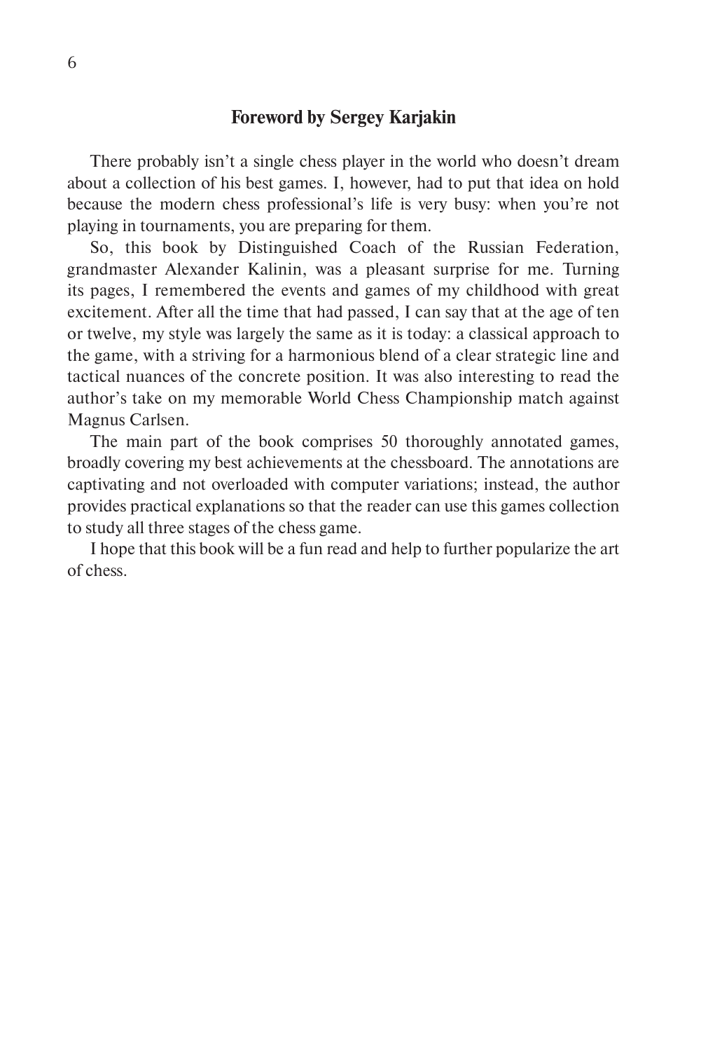## Foreword by Sergey Karjakin

There probably isn't a single chess player in the world who doesn't dream about a collection of his best games. I, however, had to put that idea on hold because the modern chess professional's life is very busy: when you're not playing in tournaments, you are preparing for them.

So, this book by Distinguished Coach of the Russian Federation, grandmaster Alexander Kalinin, was a pleasant surprise for me. Turning its pages, I remembered the events and games of my childhood with great excitement. After all the time that had passed, I can say that at the age of ten or twelve, my style was largely the same as it is today: a classical approach to the game, with a striving for a harmonious blend of a clear strategic line and tactical nuances of the concrete position. It was also interesting to read the author's take on my memorable World Chess Championship match against Magnus Carlsen.

The main part of the book comprises 50 thoroughly annotated games, broadly covering my best achievements at the chessboard. The annotations are captivating and not overloaded with computer variations; instead, the author provides practical explanations so that the reader can use this games collection to study all three stages of the chess game.

I hope that this book will be a fun read and help to further popularize the art of chess.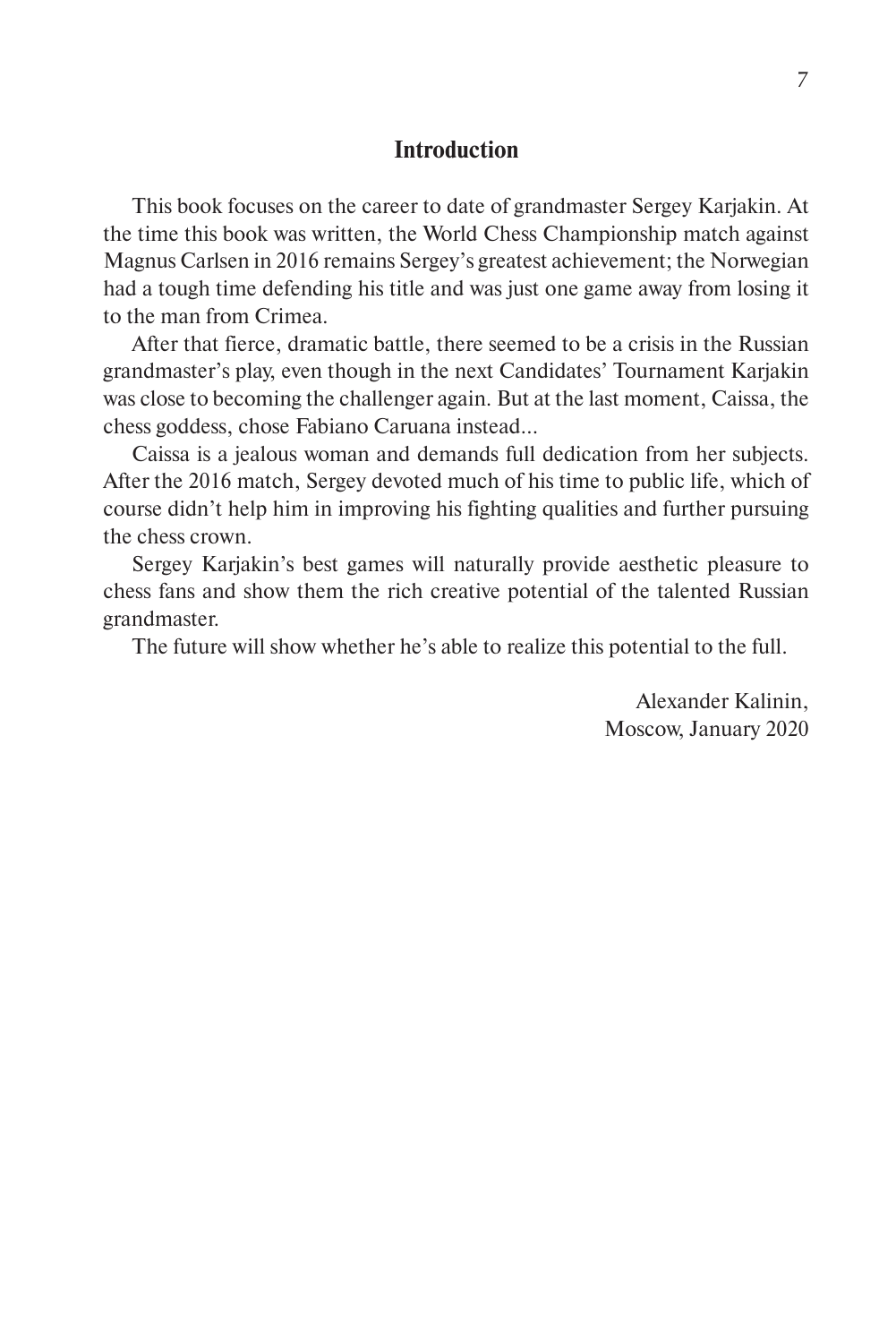## Introduction

This book focuses on the career to date of grandmaster Sergey Karjakin. At the time this book was written, the World Chess Championship match against Magnus Carlsen in 2016 remains Sergey's greatest achievement; the Norwegian had a tough time defending his title and was just one game away from losing it to the man from Crimea.

After that fierce, dramatic battle, there seemed to be a crisis in the Russian grandmaster's play, even though in the next Candidates' Tournament Karjakin was close to becoming the challenger again. But at the last moment, Caissa, the chess goddess, chose Fabiano Caruana instead...

Caissa is a jealous woman and demands full dedication from her subjects. After the 2016 match, Sergey devoted much of his time to public life, which of course didn't help him in improving his fighting qualities and further pursuing the chess crown.

Sergey Karjakin's best games will naturally provide aesthetic pleasure to chess fans and show them the rich creative potential of the talented Russian grandmaster.

The future will show whether he's able to realize this potential to the full.

Alexander Kalinin,
Moscow, January 2020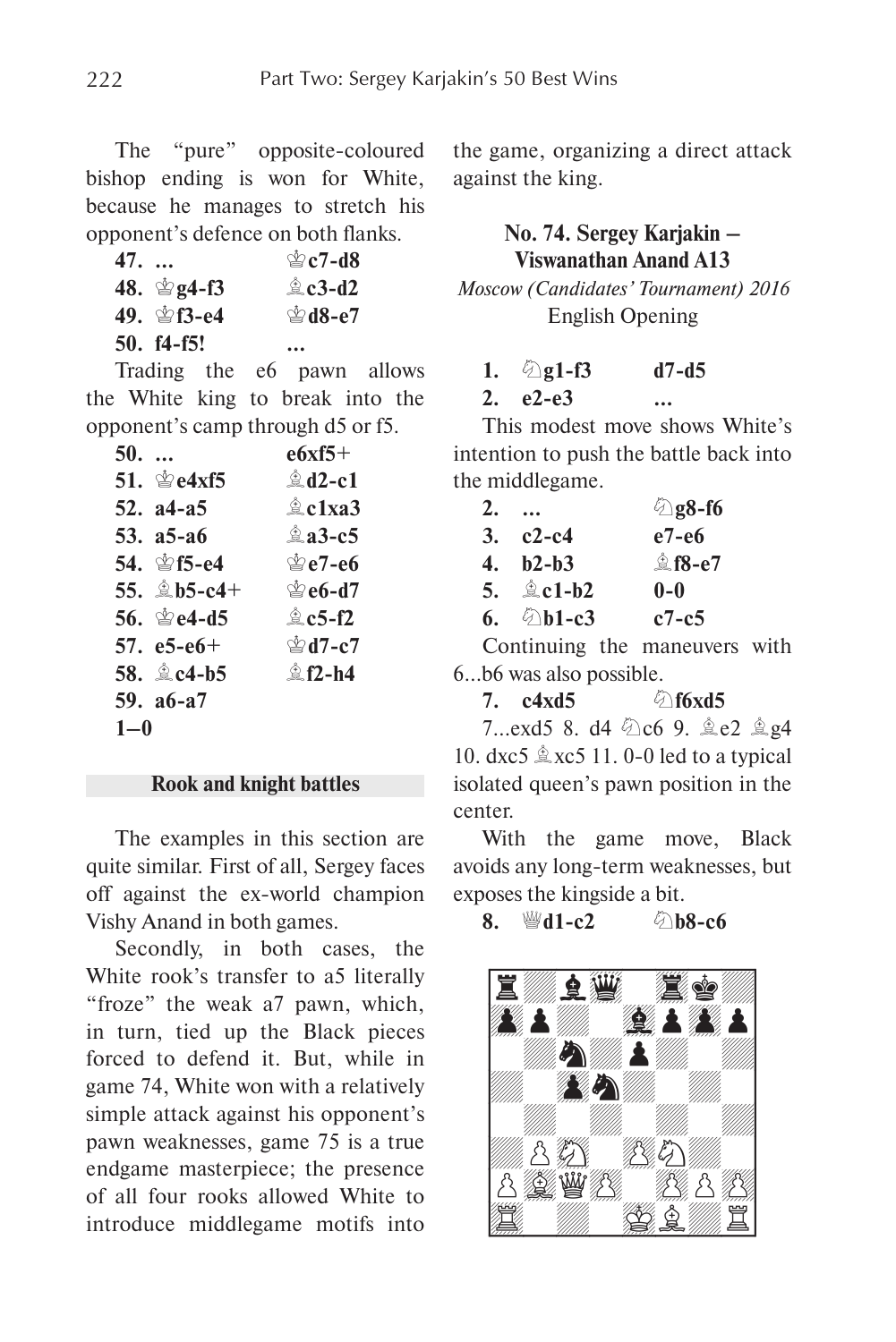The "pure" opposite-coloured bishop ending is won for White, because he manages to stretch his opponent's defence on both flanks.

**47. ... ♔c7-d8**
**48. ♔g4-f3 ♗c3-d2**
**49. ♔f3-e4 ♔d8-e7**
**50. f4-f5! ...**

Trading the e6 pawn allows the White king to break into the opponent's camp through d5 or f5.

**50. ... e6xf5+**
**51. ♔e4xf5 ♗d2-c1**
**52. a4-a5 ♗c1xa3**
**53. a5-a6 ♗a3-c5**
**54. ♔f5-e4 ♔e7-e6**
**55. ♗b5-c4+ ♔e6-d7**
**56. ♔e4-d5 ♗c5-f2**
**57. e5-e6+ ♔d7-c7**
**58. ♗c4-b5 ♗f2-h4**
**59. a6-a7**
**1–0**

### Rook and knight battles

The examples in this section are quite similar. First of all, Sergey faces off against the ex-world champion Vishy Anand in both games.

Secondly, in both cases, the White rook's transfer to a5 literally "froze" the weak a7 pawn, which, in turn, tied up the Black pieces forced to defend it. But, while in game 74, White won with a relatively simple attack against his opponent's pawn weaknesses, game 75 is a true endgame masterpiece; the presence of all four rooks allowed White to introduce middlegame motifs into the game, organizing a direct attack against the king.

### No. 74. Sergey Karjakin – Viswanathan Anand A13

*Moscow (Candidates' Tournament) 2016*

English Opening

**1. ♘g1-f3 d7-d5**
**2. e2-e3 ...**

This modest move shows White's intention to push the battle back into the middlegame.

**2. ... ♘g8-f6**
**3. c2-c4 e7-e6**
**4. b2-b3 ♗f8-e7**
**5. ♗c1-b2 0-0**
**6. ♘b1-c3 c7-c5**

Continuing the maneuvers with 6...b6 was also possible.

**7. c4xd5 ♘f6xd5**

7...exd5 8. d4 ♘c6 9. ♗e2 ♗g4 10. dxc5 ♗xc5 11. 0-0 led to a typical isolated queen's pawn position in the center.

With the game move, Black avoids any long-term weaknesses, but exposes the kingside a bit.

**8. ♕d1-c2 ♘b8-c6**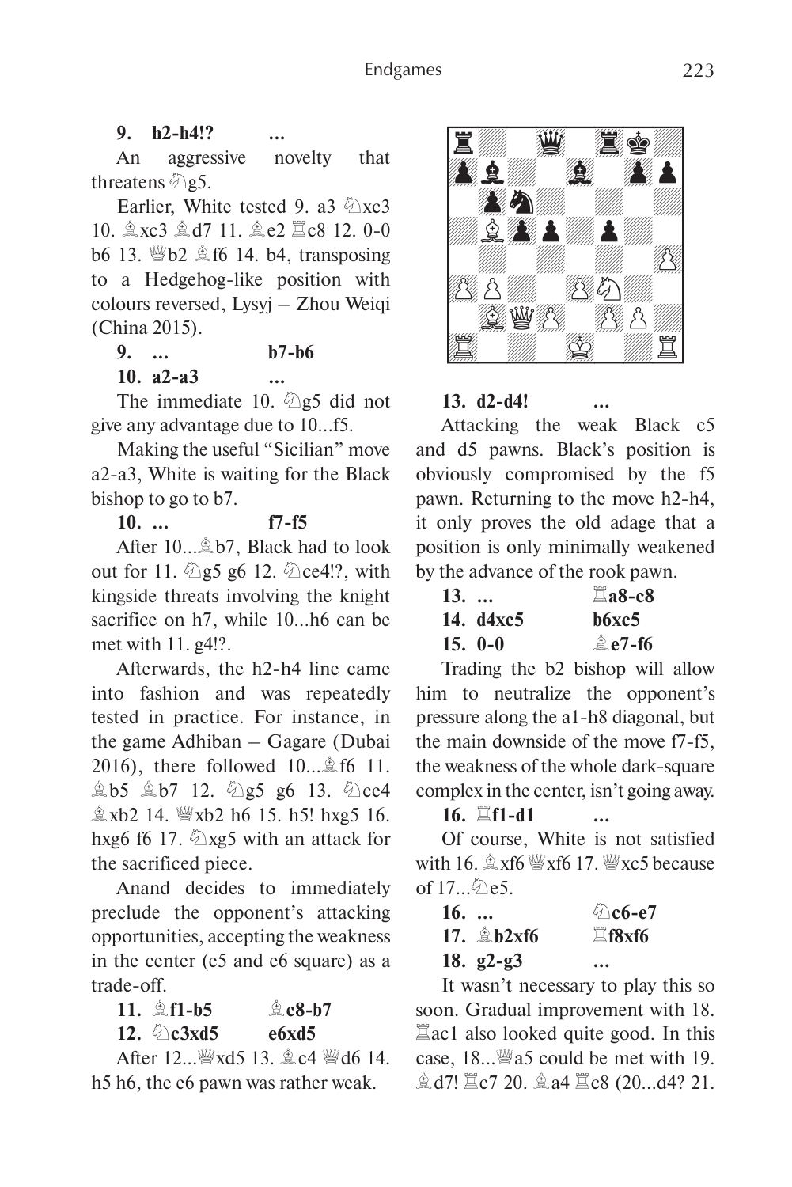**9. h2-h4!? ...**

An aggressive novelty that threatens ♘g5.

Earlier, White tested 9. a3 ♘xc3 10. ♗xc3 ♗d7 11. ♗e2 ♖c8 12. 0-0 b6 13. ♕b2 ♗f6 14. b4, transposing to a Hedgehog-like position with colours reversed, Lysyj – Zhou Weiqi (China 2015).

**9. ... b7-b6**

**10. a2-a3 ...**

The immediate 10. ♘g5 did not give any advantage due to 10...f5.

Making the useful "Sicilian" move a2-a3, White is waiting for the Black bishop to go to b7.

**10. ... f7-f5**

After 10...♗b7, Black had to look out for 11. ♘g5 g6 12. ♘ce4!?, with kingside threats involving the knight sacrifice on h7, while 10...h6 can be met with 11. g4!?.

Afterwards, the h2-h4 line came into fashion and was repeatedly tested in practice. For instance, in the game Adhiban – Gagare (Dubai 2016), there followed 10...♗f6 11. ♗b5 ♗b7 12. ♘g5 g6 13. ♘ce4 ♗xb2 14. ♕xb2 h6 15. h5! hxg5 16. hxg6 f6 17. ♘xg5 with an attack for the sacrificed piece.

Anand decides to immediately preclude the opponent's attacking opportunities, accepting the weakness in the center (e5 and e6 square) as a trade-off.

**11. ♗f1-b5 ♗c8-b7**

**12. ♘c3xd5 e6xd5**

After 12...♕xd5 13. ♗c4 ♕d6 14. h5 h6, the e6 pawn was rather weak.

**13. d2-d4! ...**

Attacking the weak Black c5 and d5 pawns. Black's position is obviously compromised by the f5 pawn. Returning to the move h2-h4, it only proves the old adage that a position is only minimally weakened by the advance of the rook pawn.

**13. ... ♖a8-c8**

**14. d4xc5 b6xc5**

**15. 0-0 ♗e7-f6**

Trading the b2 bishop will allow him to neutralize the opponent's pressure along the a1-h8 diagonal, but the main downside of the move f7-f5, the weakness of the whole dark-square complex in the center, isn't going away.

**16. ♖f1-d1 ...**

Of course, White is not satisfied with 16. ♗xf6 ♕xf6 17. ♕xc5 because of 17...♘e5.

**16. ... ♘c6-e7**

**17. ♗b2xf6 ♖f8xf6**

**18. g2-g3 ...**

It wasn't necessary to play this so soon. Gradual improvement with 18. ♖ac1 also looked quite good. In this case, 18...♕a5 could be met with 19. ♗d7! ♖c7 20. ♗a4 ♖c8 (20...d4? 21.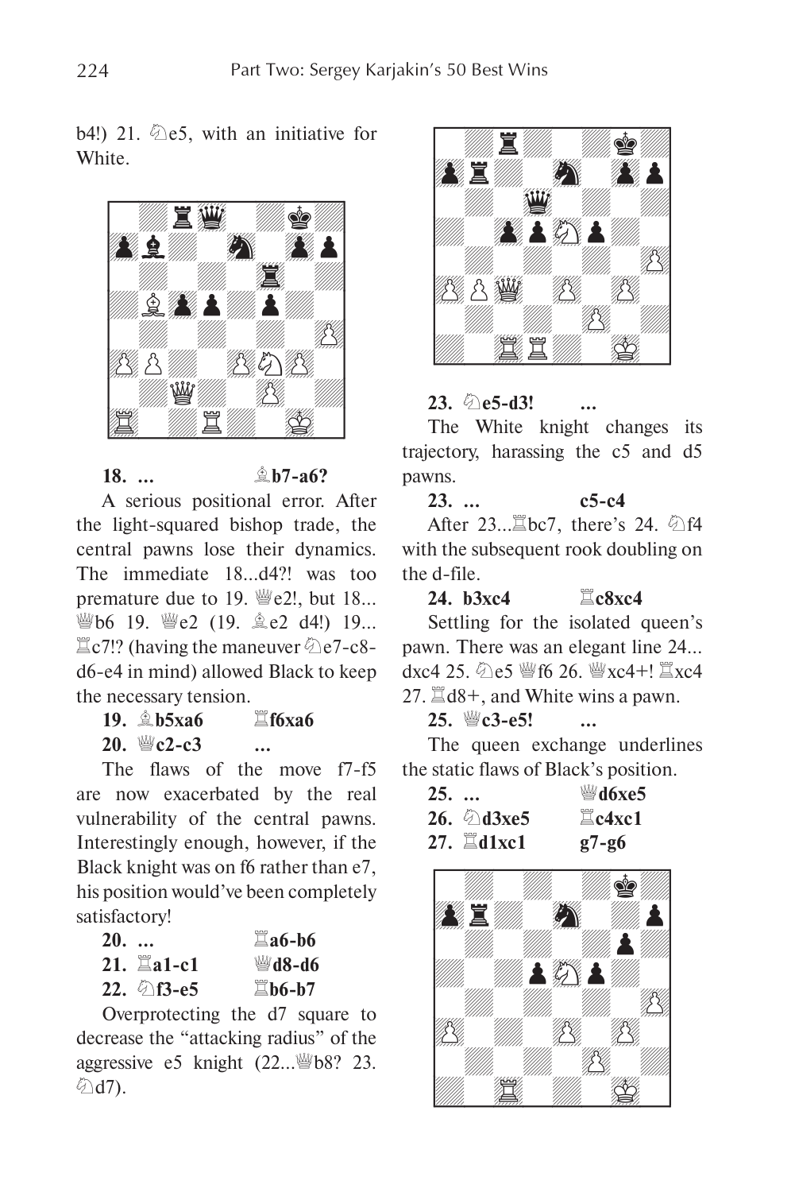b4!) 21. ♘e5, with an initiative for White.

**18. ... ♗b7-a6?**

A serious positional error. After the light-squared bishop trade, the central pawns lose their dynamics. The immediate 18...d4?! was too premature due to 19. ♕e2!, but 18... ♕b6 19. ♕e2 (19. ♗e2 d4!) 19... ♖c7!? (having the maneuver ♘e7-c8-d6-e4 in mind) allowed Black to keep the necessary tension.

**19. ♗b5xa6 ♖f6xa6**

**20. ♕c2-c3 ...**

The flaws of the move f7-f5 are now exacerbated by the real vulnerability of the central pawns. Interestingly enough, however, if the Black knight was on f6 rather than e7, his position would've been completely satisfactory!

**20. ... ♖a6-b6**

**21. ♖a1-c1 ♕d8-d6**

**22. ♘f3-e5 ♖b6-b7**

Overprotecting the d7 square to decrease the "attacking radius" of the aggressive e5 knight (22...♕b8? 23. ♘d7).

**23. ♘e5-d3! ...**

The White knight changes its trajectory, harassing the c5 and d5 pawns.

**23. ... c5-c4**

After 23...♖bc7, there's 24. ♘f4 with the subsequent rook doubling on the d-file.

**24. b3xc4 ♖c8xc4**

Settling for the isolated queen's pawn. There was an elegant line 24... dxc4 25. ♘e5 ♕f6 26. ♕xc4+! ♖xc4 27. ♖d8+, and White wins a pawn.

**25. ♕c3-e5! ...**

The queen exchange underlines the static flaws of Black's position.

**25. ... ♕d6xe5**

**26. ♘d3xe5 ♖c4xc1**

**27. ♖d1xc1 g7-g6**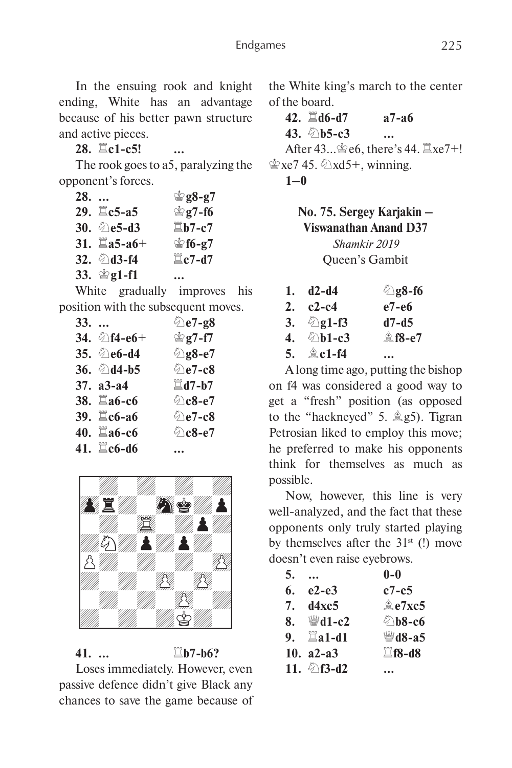In the ensuing rook and knight ending, White has an advantage because of his better pawn structure and active pieces.

**28. ♖c1-c5! ...**

The rook goes to a5, paralyzing the opponent's forces.

| | | |
|---|---|---|
| **28.** | **...** | **♔g8-g7** |
| **29.** | **♖c5-a5** | **♔g7-f6** |
| **30.** | **♘e5-d3** | **♖b7-c7** |
| **31.** | **♖a5-a6+** | **♔f6-g7** |
| **32.** | **♘d3-f4** | **♖c7-d7** |
| **33.** | **♔g1-f1** | **...** |

White gradually improves his position with the subsequent moves.

| | | |
|---|---|---|
| **33.** | **...** | **♘e7-g8** |
| **34.** | **♘f4-e6+** | **♔g7-f7** |
| **35.** | **♘e6-d4** | **♘g8-e7** |
| **36.** | **♘d4-b5** | **♘e7-c8** |
| **37.** | **a3-a4** | **♖d7-b7** |
| **38.** | **♖a6-c6** | **♘c8-e7** |
| **39.** | **♖c6-a6** | **♘e7-c8** |
| **40.** | **♖a6-c6** | **♘c8-e7** |
| **41.** | **♖c6-d6** | **...** |

**41. ... ♖b7-b6?**

Loses immediately. However, even passive defence didn't give Black any chances to save the game because of the White king's march to the center of the board.

| | | |
|---|---|---|
| **42.** | **♖d6-d7** | **a7-a6** |
| **43.** | **♘b5-c3** | **...** |

After 43...♔e6, there's 44. ♖xe7+! ♔xe7 45. ♘xd5+, winning.

**1–0**

## No. 75. Sergey Karjakin – Viswanathan Anand D37

*Shamkir 2019*

Queen's Gambit

| | | |
|---|---|---|
| **1.** | **d2-d4** | **♘g8-f6** |
| **2.** | **c2-c4** | **e7-e6** |
| **3.** | **♘g1-f3** | **d7-d5** |
| **4.** | **♘b1-c3** | **♗f8-e7** |
| **5.** | **♗c1-f4** | **...** |

A long time ago, putting the bishop on f4 was considered a good way to get a "fresh" position (as opposed to the "hackneyed" 5. ♗g5). Tigran Petrosian liked to employ this move; he preferred to make his opponents think for themselves as much as possible.

Now, however, this line is very well-analyzed, and the fact that these opponents only truly started playing by themselves after the 31st (!) move doesn't even raise eyebrows.

| | | |
|---|---|---|
| **5.** | **...** | **0-0** |
| **6.** | **e2-e3** | **c7-c5** |
| **7.** | **d4xc5** | **♗e7xc5** |
| **8.** | **♕d1-c2** | **♘b8-c6** |
| **9.** | **♖a1-d1** | **♕d8-a5** |
| **10.** | **a2-a3** | **♖f8-d8** |
| **11.** | **♘f3-d2** | **...** |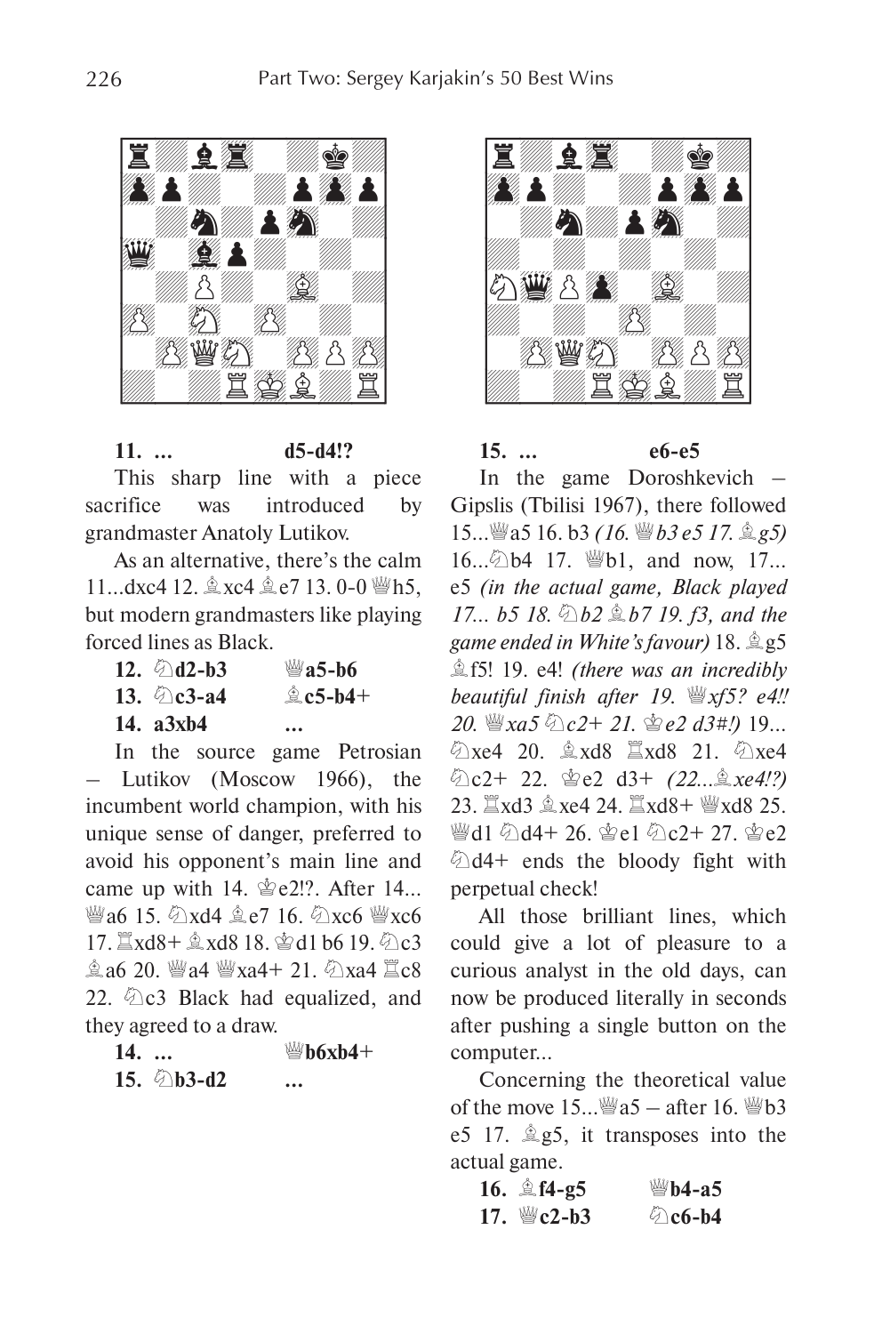**11. ... d5-d4!?**

This sharp line with a piece sacrifice was introduced by grandmaster Anatoly Lutikov.

As an alternative, there's the calm 11...dxc4 12. ♗xc4 ♗e7 13. 0-0 ♕h5, but modern grandmasters like playing forced lines as Black.

**12. ♘d2-b3 ♕a5-b6**

**13. ♘c3-a4 ♗c5-b4+**

**14. a3xb4 ...**

In the source game Petrosian – Lutikov (Moscow 1966), the incumbent world champion, with his unique sense of danger, preferred to avoid his opponent's main line and came up with 14. ♔e2!?. After 14... ♕a6 15. ♘xd4 ♗e7 16. ♘xc6 ♕xc6 17. ♖xd8+ ♗xd8 18. ♔d1 b6 19. ♘c3 ♗a6 20. ♕a4 ♕xa4+ 21. ♘xa4 ♖c8 22. ♘c3 Black had equalized, and they agreed to a draw.

**14. ... ♕b6xb4+**

**15. ♘b3-d2 ...**

**15. ... e6-e5**

In the game Doroshkevich – Gipslis (Tbilisi 1967), there followed 15...♕a5 16. b3 *(16. ♕b3 e5 17. ♗g5)* 16...♘b4 17. ♕b1, and now, 17... e5 *(in the actual game, Black played 17... b5 18. ♘b2 ♗b7 19. f3, and the game ended in White's favour)* 18. ♗g5 ♗f5! 19. e4! *(there was an incredibly beautiful finish after 19. ♕xf5? e4!! 20. ♕xa5 ♘c2+ 21. ♔e2 d3#!)* 19... ♘xe4 20. ♗xd8 ♖xd8 21. ♘xe4 ♘c2+ 22. ♔e2 d3+ *(22...♗xe4!?)* 23. ♖xd3 ♗xe4 24. ♖xd8+ ♕xd8 25. ♕d1 ♘d4+ 26. ♔e1 ♘c2+ 27. ♔e2 ♘d4+ ends the bloody fight with perpetual check!

All those brilliant lines, which could give a lot of pleasure to a curious analyst in the old days, can now be produced literally in seconds after pushing a single button on the computer...

Concerning the theoretical value of the move 15...♕a5 – after 16. ♕b3 e5 17. ♗g5, it transposes into the actual game.

**16. ♗f4-g5 ♕b4-a5**

**17. ♕c2-b3 ♘c6-b4**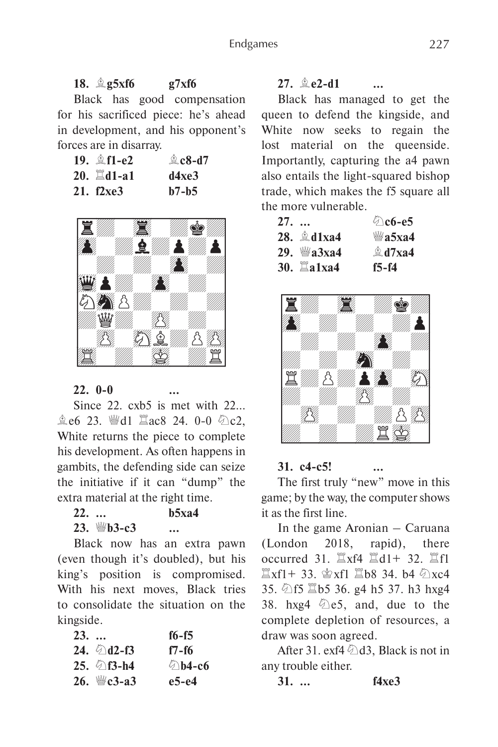**18. ♗g5xf6 g7xf6**

Black has good compensation for his sacrificed piece: he's ahead in development, and his opponent's forces are in disarray.

**19. ♗f1-e2 ♗c8-d7**
**20. ♖d1-a1 d4xe3**
**21. f2xe3 b7-b5**

**22. 0-0 ...**

Since 22. cxb5 is met with 22... ♗e6 23. ♕d1 ♖ac8 24. 0-0 ♘c2, White returns the piece to complete his development. As often happens in gambits, the defending side can seize the initiative if it can "dump" the extra material at the right time.

**22. ... b5xa4**
**23. ♕b3-c3 ...**

Black now has an extra pawn (even though it's doubled), but his king's position is compromised. With his next moves, Black tries to consolidate the situation on the kingside.

**23. ... f6-f5**
**24. ♘d2-f3 f7-f6**
**25. ♘f3-h4 ♘b4-c6**
**26. ♕c3-a3 e5-e4**

**27. ♗e2-d1 ...**

Black has managed to get the queen to defend the kingside, and White now seeks to regain the lost material on the queenside. Importantly, capturing the a4 pawn also entails the light-squared bishop trade, which makes the f5 square all the more vulnerable.

**27. ... ♘c6-e5**
**28. ♗d1xa4 ♕a5xa4**
**29. ♕a3xa4 ♗d7xa4**
**30. ♖a1xa4 f5-f4**

**31. c4-c5! ...**

The first truly "new" move in this game; by the way, the computer shows it as the first line.

In the game Aronian – Caruana (London 2018, rapid), there occurred 31. ♖xf4 ♖d1+ 32. ♖f1 ♖xf1+ 33. ♔xf1 ♖b8 34. b4 ♘xc4 35. ♘f5 ♖b5 36. g4 h5 37. h3 hxg4 38. hxg4 ♘e5, and, due to the complete depletion of resources, a draw was soon agreed.

After 31. exf4 ♘d3, Black is not in any trouble either.

**31. ... f4xe3**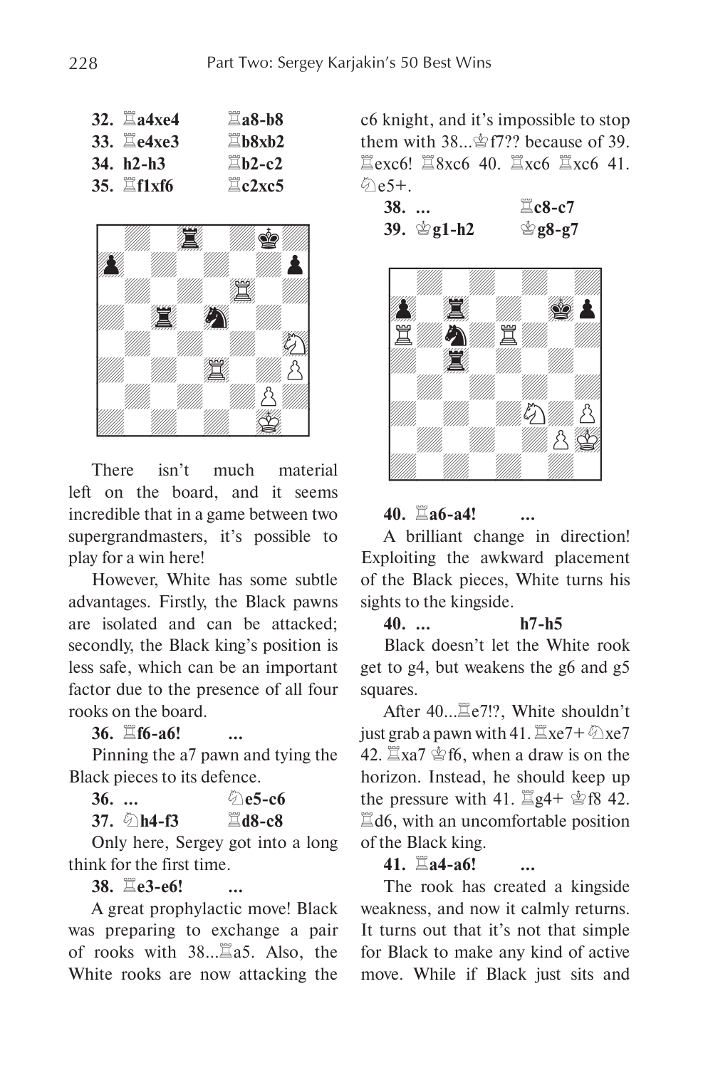**32. ♖a4xe4 ♖a8-b8**
**33. ♖e4xe3 ♖b8xb2**
**34. h2-h3 ♖b2-c2**
**35. ♖f1xf6 ♖c2xc5**

There isn't much material left on the board, and it seems incredible that in a game between two supergrandmasters, it's possible to play for a win here!

However, White has some subtle advantages. Firstly, the Black pawns are isolated and can be attacked; secondly, the Black king's position is less safe, which can be an important factor due to the presence of all four rooks on the board.

**36. ♖f6-a6! ...**

Pinning the a7 pawn and tying the Black pieces to its defence.

**36. ... ♘e5-c6**
**37. ♘h4-f3 ♖d8-c8**

Only here, Sergey got into a long think for the first time.

**38. ♖e3-e6! ...**

A great prophylactic move! Black was preparing to exchange a pair of rooks with 38...♖a5. Also, the White rooks are now attacking the c6 knight, and it's impossible to stop them with 38...♔f7?? because of 39. ♖exc6! ♖8xc6 40. ♖xc6 ♖xc6 41. ♘e5+.

**38. ... ♖c8-c7**
**39. ♔g1-h2 ♔g8-g7**

**40. ♖a6-a4! ...**

A brilliant change in direction! Exploiting the awkward placement of the Black pieces, White turns his sights to the kingside.

**40. ... h7-h5**

Black doesn't let the White rook get to g4, but weakens the g6 and g5 squares.

After 40...♖e7!?, White shouldn't just grab a pawn with 41. ♖xe7+ ♘xe7 42. ♖xa7 ♔f6, when a draw is on the horizon. Instead, he should keep up the pressure with 41. ♖g4+ ♔f8 42. ♖d6, with an uncomfortable position of the Black king.

**41. ♖a4-a6! ...**

The rook has created a kingside weakness, and now it calmly returns. It turns out that it's not that simple for Black to make any kind of active move. While if Black just sits and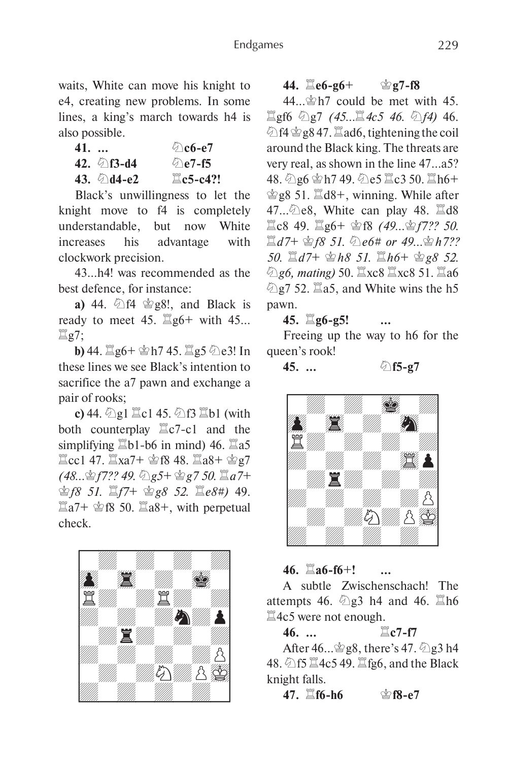waits, White can move his knight to e4, creating new problems. In some lines, a king's march towards h4 is also possible.

**41. ... ♘c6-e7**

**42. ♘f3-d4 ♘e7-f5**

**43. ♘d4-e2 ♖c5-c4?!**

Black's unwillingness to let the knight move to f4 is completely understandable, but now White increases his advantage with clockwork precision.

43...h4! was recommended as the best defence, for instance:

**a)** 44. ♘f4 ♔g8!, and Black is ready to meet 45. ♖g6+ with 45... ♖g7;

**b)** 44. ♖g6+ ♔h7 45. ♖g5 ♘e3! In these lines we see Black's intention to sacrifice the a7 pawn and exchange a pair of rooks;

**c)** 44. ♘g1 ♖c1 45. ♘f3 ♖b1 (with both counterplay ♖c7-c1 and the simplifying ♖b1-b6 in mind) 46. ♖a5 ♖cc1 47. ♖xa7+ ♔f8 48. ♖a8+ ♔g7 *(48...♔f7?? 49. ♘g5+ ♔g7 50. ♖a7+ ♔f8 51. ♖f7+ ♔g8 52. ♖e8#)* 49. ♖a7+ ♔f8 50. ♖a8+, with perpetual check.

**44. ♖e6-g6+ ♔g7-f8**

44...♔h7 could be met with 45. ♖gf6 ♘g7 *(45...♖4c5 46. ♘f4)* 46. ♘f4 ♔g8 47. ♖ad6, tightening the coil around the Black king. The threats are very real, as shown in the line 47...a5? 48. ♘g6 ♔h7 49. ♘e5 ♖c3 50. ♖h6+ ♔g8 51. ♖d8+, winning. While after 47...♘e8, White can play 48. ♖d8 ♖c8 49. ♖g6+ ♔f8 *(49...♔f7?? 50. ♖d7+ ♔f8 51. ♘e6# or 49...♔h7?? 50. ♖d7+ ♔h8 51. ♖h6+ ♔g8 52. ♘g6, mating)* 50. ♖xc8 ♖xc8 51. ♖a6 ♘g7 52. ♖a5, and White wins the h5 pawn.

**45. ♖g6-g5! ...**

Freeing up the way to h6 for the queen's rook!

**45. ... ♘f5-g7**

**46. ♖a6-f6+! ...**

A subtle Zwischenschach! The attempts 46. ♘g3 h4 and 46. ♖h6 ♖4c5 were not enough.

**46. ... ♖c7-f7**

After 46...♔g8, there's 47. ♘g3 h4 48. ♘f5 ♖4c5 49. ♖fg6, and the Black knight falls.

**47. ♖f6-h6 ♔f8-e7**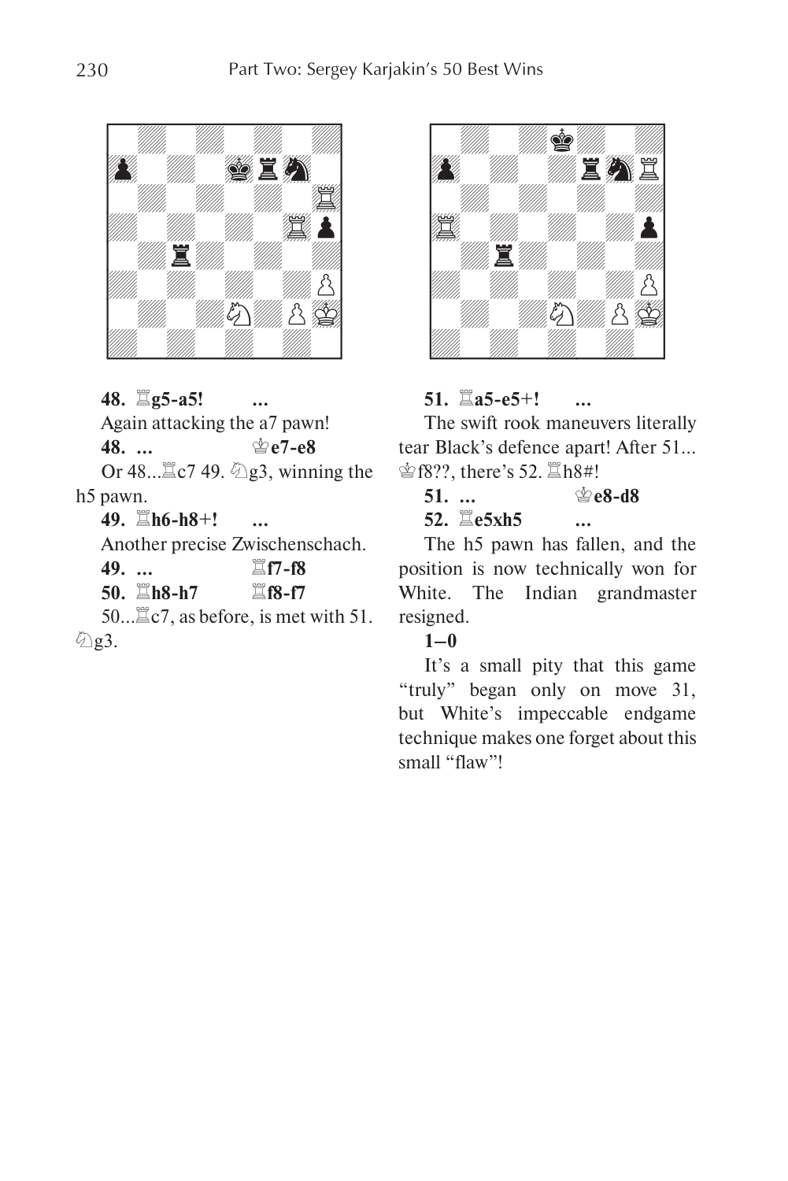**48. ♖g5-a5! ...**

Again attacking the a7 pawn!

**48. ... ♔e7-e8**

Or 48...♖c7 49. ♘g3, winning the h5 pawn.

**49. ♖h6-h8+! ...**

Another precise Zwischenschach.

**49. ... ♖f7-f8**

**50. ♖h8-h7 ♖f8-f7**

50...♖c7, as before, is met with 51. ♘g3.

**51. ♖a5-e5+! ...**

The swift rook maneuvers literally tear Black's defence apart! After 51...♔f8??, there's 52. ♖h8#!

**51. ... ♔e8-d8**

**52. ♖e5xh5 ...**

The h5 pawn has fallen, and the position is now technically won for White. The Indian grandmaster resigned.

**1–0**

It's a small pity that this game "truly" began only on move 31, but White's impeccable endgame technique makes one forget about this small "flaw"!